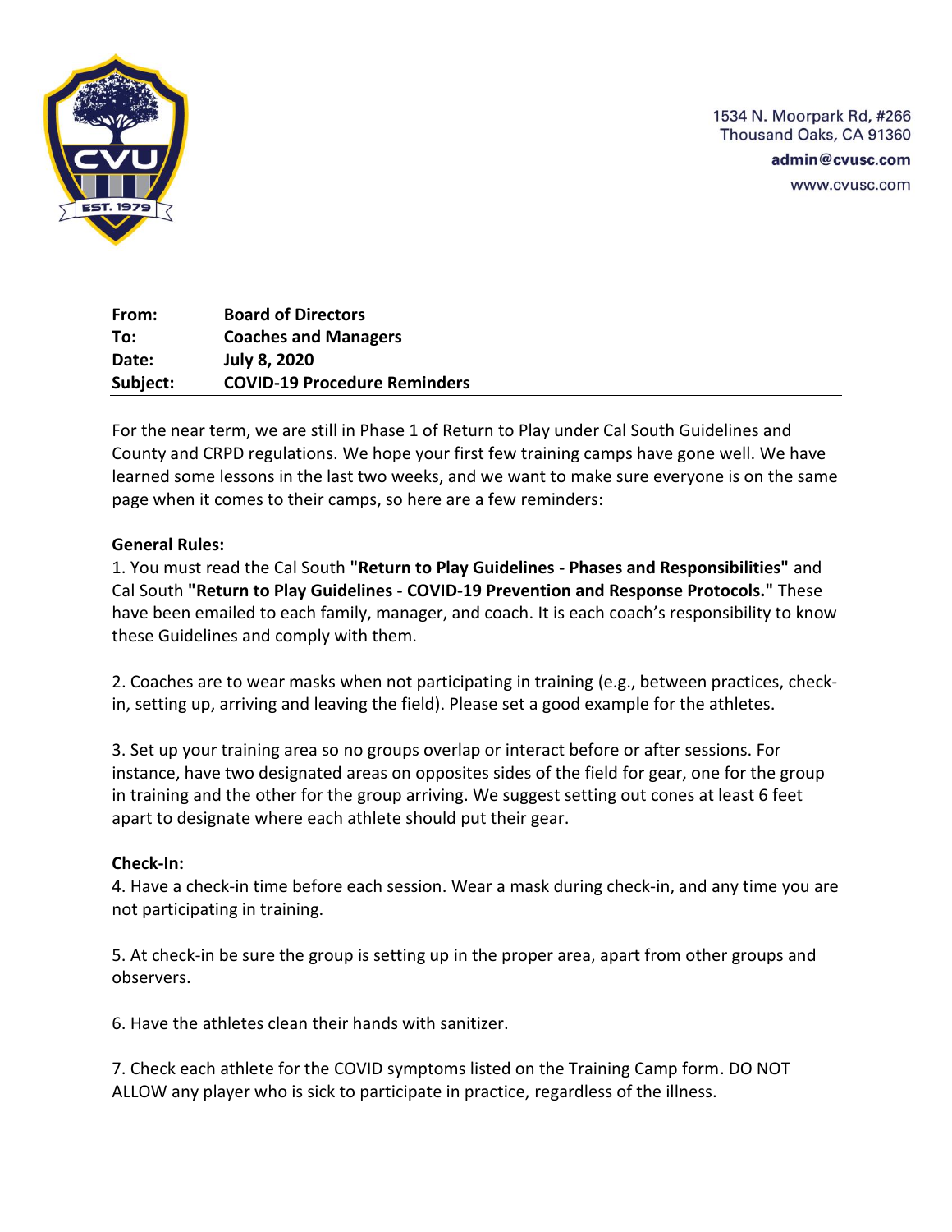1534 N. Moorpark Rd, #266
Thousand Oaks, CA 91360
**admin@cvusc.com**
www.cvusc.com

| | |
|---|---|
| **From:** | **Board of Directors** |
| **To:** | **Coaches and Managers** |
| **Date:** | **July 8, 2020** |
| **Subject:** | **COVID-19 Procedure Reminders** |

For the near term, we are still in Phase 1 of Return to Play under Cal South Guidelines and County and CRPD regulations. We hope your first few training camps have gone well. We have learned some lessons in the last two weeks, and we want to make sure everyone is on the same page when it comes to their camps, so here are a few reminders:

**General Rules:**

1. You must read the Cal South **"Return to Play Guidelines - Phases and Responsibilities"** and Cal South **"Return to Play Guidelines - COVID-19 Prevention and Response Protocols."** These have been emailed to each family, manager, and coach. It is each coach's responsibility to know these Guidelines and comply with them.

2. Coaches are to wear masks when not participating in training (e.g., between practices, check-in, setting up, arriving and leaving the field). Please set a good example for the athletes.

3. Set up your training area so no groups overlap or interact before or after sessions. For instance, have two designated areas on opposites sides of the field for gear, one for the group in training and the other for the group arriving. We suggest setting out cones at least 6 feet apart to designate where each athlete should put their gear.

**Check-In:**

4. Have a check-in time before each session. Wear a mask during check-in, and any time you are not participating in training.

5. At check-in be sure the group is setting up in the proper area, apart from other groups and observers.

6. Have the athletes clean their hands with sanitizer.

7. Check each athlete for the COVID symptoms listed on the Training Camp form. DO NOT ALLOW any player who is sick to participate in practice, regardless of the illness.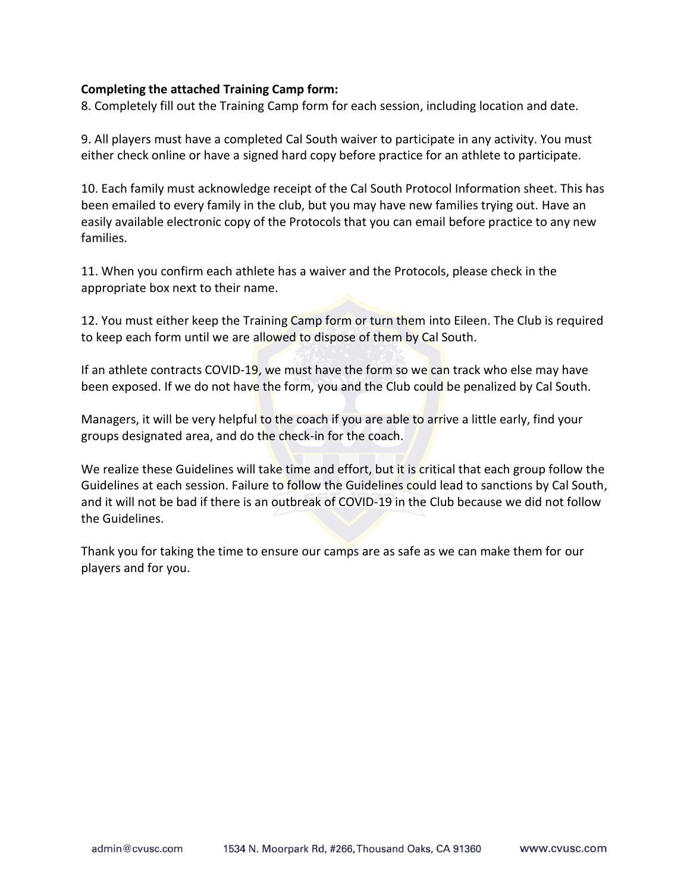**Completing the attached Training Camp form:**

8. Completely fill out the Training Camp form for each session, including location and date.

9. All players must have a completed Cal South waiver to participate in any activity. You must either check online or have a signed hard copy before practice for an athlete to participate.

10. Each family must acknowledge receipt of the Cal South Protocol Information sheet. This has been emailed to every family in the club, but you may have new families trying out. Have an easily available electronic copy of the Protocols that you can email before practice to any new families.

11. When you confirm each athlete has a waiver and the Protocols, please check in the appropriate box next to their name.

12. You must either keep the Training Camp form or turn them into Eileen. The Club is required to keep each form until we are allowed to dispose of them by Cal South.

If an athlete contracts COVID-19, we must have the form so we can track who else may have been exposed. If we do not have the form, you and the Club could be penalized by Cal South.

Managers, it will be very helpful to the coach if you are able to arrive a little early, find your groups designated area, and do the check-in for the coach.

We realize these Guidelines will take time and effort, but it is critical that each group follow the Guidelines at each session. Failure to follow the Guidelines could lead to sanctions by Cal South, and it will not be bad if there is an outbreak of COVID-19 in the Club because we did not follow the Guidelines.

Thank you for taking the time to ensure our camps are as safe as we can make them for our players and for you.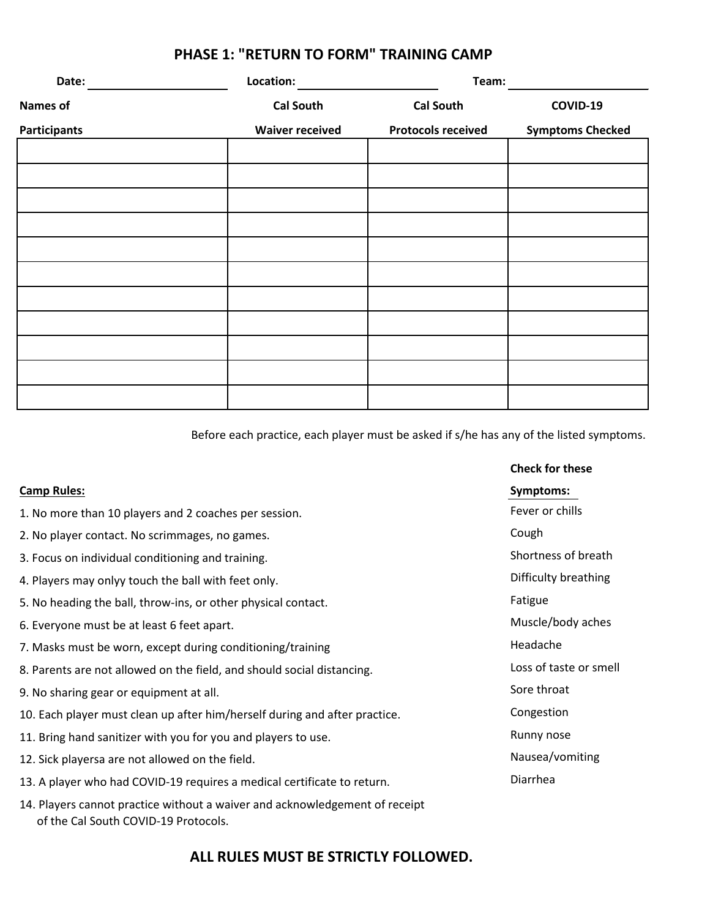# PHASE 1: "RETURN TO FORM" TRAINING CAMP

**Date:** ____________________ **Location:** ____________________ **Team:** ____________________

| **Names of Participants** | **Cal South Waiver received** | **Cal South Protocols received** | **COVID-19 Symptoms Checked** |
|---|---|---|---|
| | | | |
| | | | |
| | | | |
| | | | |
| | | | |
| | | | |
| | | | |
| | | | |
| | | | |
| | | | |
| | | | |

Before each practice, each player must be asked if s/he has any of the listed symptoms.

**Camp Rules:**

1. No more than 10 players and 2 coaches per session.
2. No player contact. No scrimmages, no games.
3. Focus on individual conditioning and training.
4. Players may onlyy touch the ball with feet only.
5. No heading the ball, throw-ins, or other physical contact.
6. Everyone must be at least 6 feet apart.
7. Masks must be worn, except during conditioning/training
8. Parents are not allowed on the field, and should social distancing.
9. No sharing gear or equipment at all.
10. Each player must clean up after him/herself during and after practice.
11. Bring hand sanitizer with you for you and players to use.
12. Sick playersa are not allowed on the field.
13. A player who had COVID-19 requires a medical certificate to return.
14. Players cannot practice without a waiver and acknowledgement of receipt of the Cal South COVID-19 Protocols.

**Check for these Symptoms:**

- Fever or chills
- Cough
- Shortness of breath
- Difficulty breathing
- Fatigue
- Muscle/body aches
- Headache
- Loss of taste or smell
- Sore throat
- Congestion
- Runny nose
- Nausea/vomiting
- Diarrhea

**ALL RULES MUST BE STRICTLY FOLLOWED.**